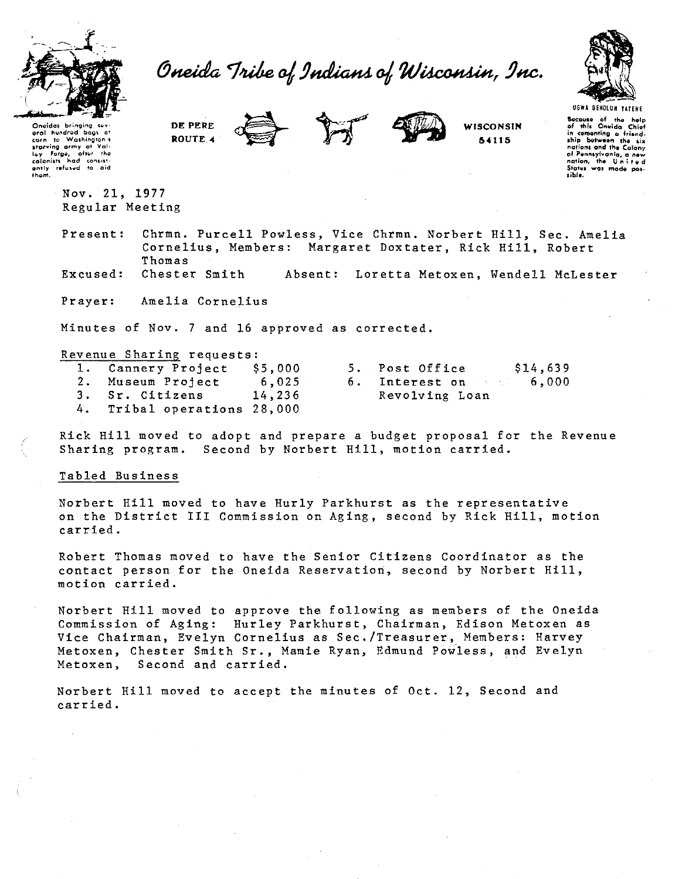# Oneida Tribe of Indians of Wisconsin, Inc.

Oneidas bringing several hundred bags of corn to Washington's starving army at Valley Forge, after the colonists had consistently refused to aid them.

DE PERE ROUTE 4 WISCONSIN 54115

UGWA DEHOLUH YATEHE

Because of the help of this Oneida Chief in cementing a friendship between the six nations and the Colony of Pennsylvania, a new nation, the United States was made possible.

Nov. 21, 1977
Regular Meeting

Present: Chrmn. Purcell Powless, Vice Chrmn. Norbert Hill, Sec. Amelia Cornelius, Members: Margaret Doxtater, Rick Hill, Robert Thomas

Excused: Chester Smith Absent: Loretta Metoxen, Wendell McLester

Prayer: Amelia Cornelius

Minutes of Nov. 7 and 16 approved as corrected.

Revenue Sharing requests:

1. Cannery Project $5,000
2. Museum Project 6,025
3. Sr. Citizens 14,236
4. Tribal operations 28,000
5. Post Office $14,639
6. Interest on Revolving Loan 6,000

Rick Hill moved to adopt and prepare a budget proposal for the Revenue Sharing program. Second by Norbert Hill, motion carried.

Tabled Business

Norbert Hill moved to have Hurly Parkhurst as the representative on the District III Commission on Aging, second by Rick Hill, motion carried.

Robert Thomas moved to have the Senior Citizens Coordinator as the contact person for the Oneida Reservation, second by Norbert Hill, motion carried.

Norbert Hill moved to approve the following as members of the Oneida Commission of Aging: Hurley Parkhurst, Chairman, Edison Metoxen as Vice Chairman, Evelyn Cornelius as Sec./Treasurer, Members: Harvey Metoxen, Chester Smith Sr., Mamie Ryan, Edmund Powless, and Evelyn Metoxen, Second and carried.

Norbert Hill moved to accept the minutes of Oct. 12, Second and carried.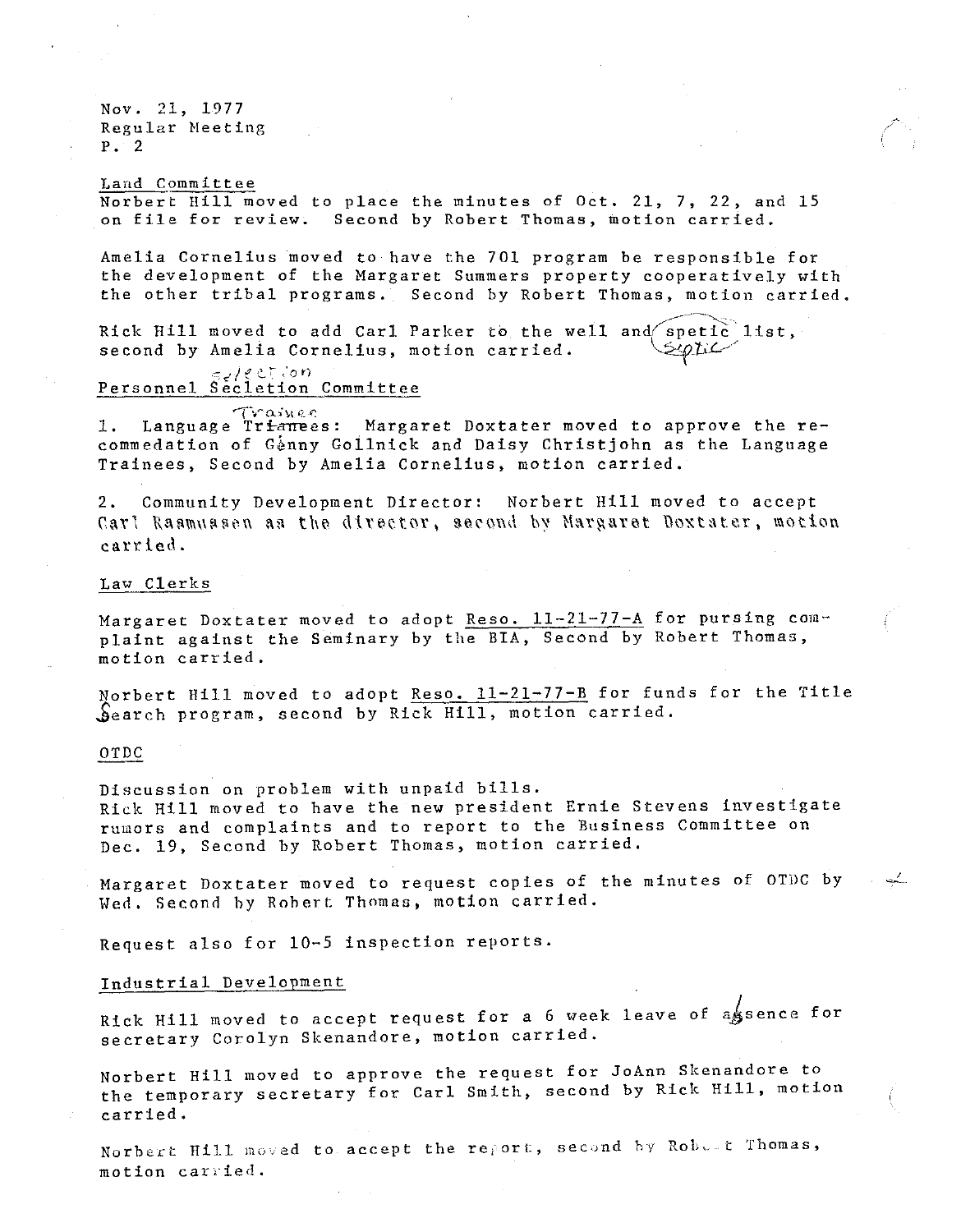Nov. 21, 1977
Regular Meeting
P. 2

Land Committee

Norbert Hill moved to place the minutes of Oct. 21, 7, 22, and 15 on file for review. Second by Robert Thomas, motion carried.

Amelia Cornelius moved to have the 701 program be responsible for the development of the Margaret Summers property cooperatively with the other tribal programs. Second by Robert Thomas, motion carried.

Rick Hill moved to add Carl Parker to the well and spetic (septic) list, second by Amelia Cornelius, motion carried.

Personnel Secletion (selection) Committee

1. Language Trianees (Trainee): Margaret Doxtater moved to approve the recommedation of Genny Gollnick and Daisy Christjohn as the Language Trainees, Second by Amelia Cornelius, motion carried.

2. Community Development Director: Norbert Hill moved to accept Carl Rasmussen as the director, second by Margaret Doxtater, motion carried.

Law Clerks

Margaret Doxtater moved to adopt Reso. 11-21-77-A for pursing complaint against the Seminary by the BIA, Second by Robert Thomas, motion carried.

Norbert Hill moved to adopt Reso. 11-21-77-B for funds for the Title Search program, second by Rick Hill, motion carried.

OTDC

Discussion on problem with unpaid bills.
Rick Hill moved to have the new president Ernie Stevens investigate rumors and complaints and to report to the Business Committee on Dec. 19, Second by Robert Thomas, motion carried.

Margaret Doxtater moved to request copies of the minutes of OTDC by Wed. Second by Robert Thomas, motion carried.

Request also for 10-5 inspection reports.

Industrial Development

Rick Hill moved to accept request for a 6 week leave of absence for secretary Corolyn Skenandore, motion carried.

Norbert Hill moved to approve the request for JoAnn Skenandore to the temporary secretary for Carl Smith, second by Rick Hill, motion carried.

Norbert Hill moved to accept the report, second by Robert Thomas, motion carried.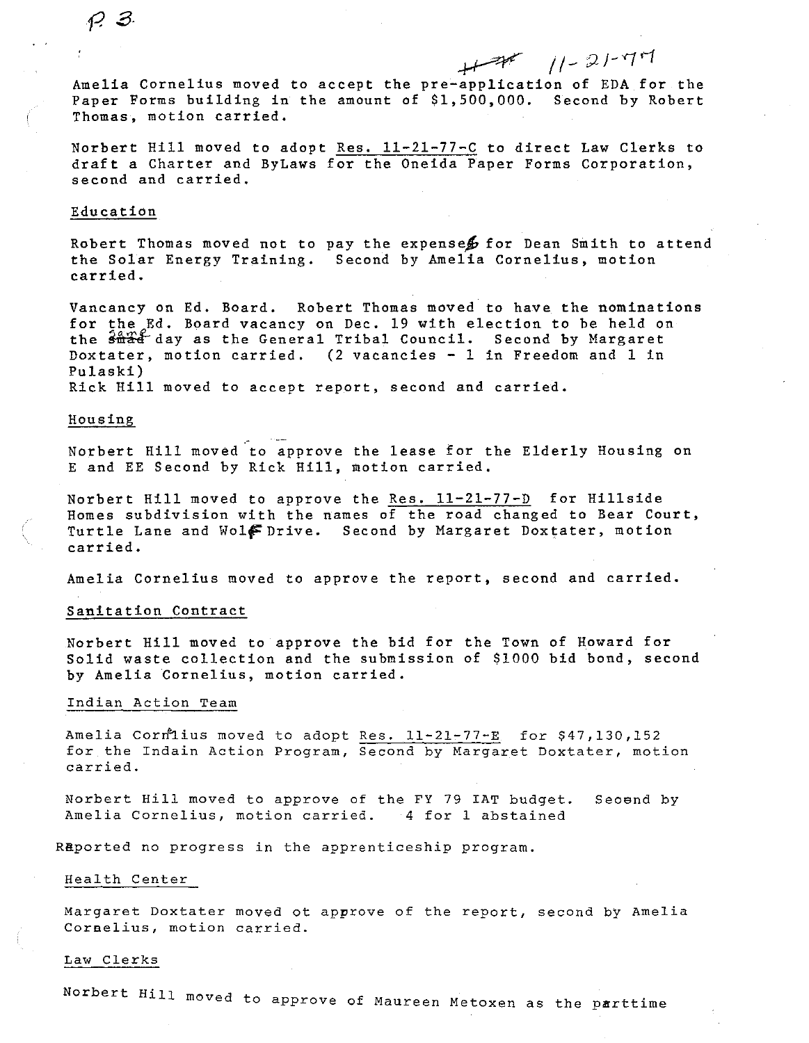Amelia Cornelius moved to accept the pre-application of EDA for the Paper Forms building in the amount of $1,500,000. Second by Robert Thomas, motion carried.

Norbert Hill moved to adopt Res. 11-21-77-C to direct Law Clerks to draft a Charter and ByLaws for the Oneida Paper Forms Corporation, second and carried.

Education

Robert Thomas moved not to pay the expenses for Dean Smith to attend the Solar Energy Training. Second by Amelia Cornelius, motion carried.

Vacancy on Ed. Board. Robert Thomas moved to have the nominations for the Ed. Board vacancy on Dec. 19 with election to be held on the same day as the General Tribal Council. Second by Margaret Doxtater, motion carried. (2 vacancies - 1 in Freedom and 1 in Pulaski)
Rick Hill moved to accept report, second and carried.

Housing

Norbert Hill moved to approve the lease for the Elderly Housing on E and EE Second by Rick Hill, motion carried.

Norbert Hill moved to approve the Res. 11-21-77-D for Hillside Homes subdivision with the names of the road changed to Bear Court, Turtle Lane and Wolf Drive. Second by Margaret Doxtater, motion carried.

Amelia Cornelius moved to approve the report, second and carried.

Sanitation Contract

Norbert Hill moved to approve the bid for the Town of Howard for Solid waste collection and the submission of $1000 bid bond, second by Amelia Cornelius, motion carried.

Indian Action Team

Amelia Cornelius moved to adopt Res. 11-21-77-E for $47,130,152 for the Indain Action Program, Second by Margaret Doxtater, motion carried.

Norbert Hill moved to approve of the FY 79 IAT budget. Second by Amelia Cornelius, motion carried. 4 for 1 abstained

Reported no progress in the apprenticeship program.

Health Center

Margaret Doxtater moved ot approve of the report, second by Amelia Cornelius, motion carried.

Law Clerks

Norbert Hill moved to approve of Maureen Metoxen as the parttime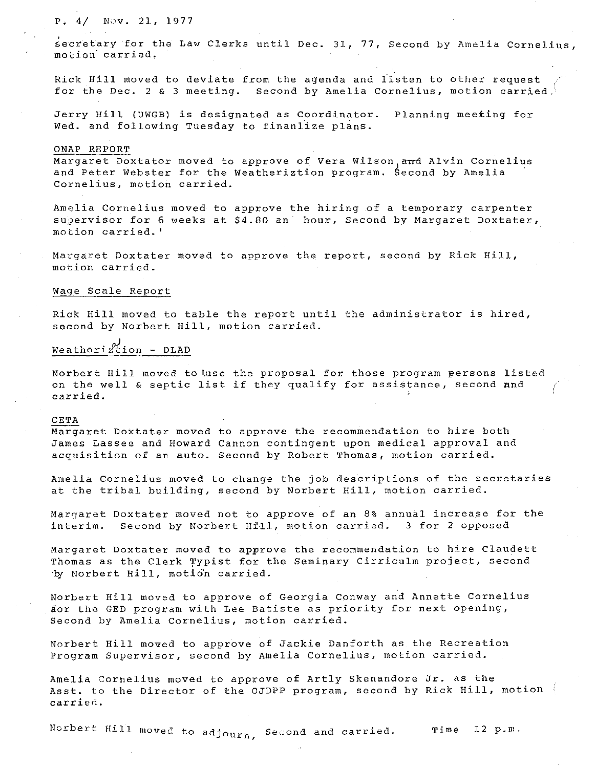secretary for the Law Clerks until Dec. 31, 77, Second by Amelia Cornelius, motion carried.

Rick Hill moved to deviate from the agenda and listen to other request for the Dec. 2 & 3 meeting. Second by Amelia Cornelius, motion carried.

Jerry Hill (UWGB) is designated as Coordinator. Planning meeting for Wed. and following Tuesday to finanlize plans.

ONAP REPORT

Margaret Doxtator moved to approve of Vera Wilson, ~~and~~ Alvin Cornelius and Peter Webster for the Weatheriztion program. Second by Amelia Cornelius, motion carried.

Amelia Cornelius moved to approve the hiring of a temporary carpenter supervisor for 6 weeks at $4.80 an hour, Second by Margaret Doxtater, motion carried.

Margaret Doxtater moved to approve the report, second by Rick Hill, motion carried.

Wage Scale Report

Rick Hill moved to table the report until the administrator is hired, second by Norbert Hill, motion carried.

Weatherization - DLAD

Norbert Hill moved to use the proposal for those program persons listed on the well & septic list if they qualify for assistance, second and carried.

CETA

Margaret Doxtater moved to approve the recommendation to hire both James Lassee and Howard Cannon contingent upon medical approval and acquisition of an auto. Second by Robert Thomas, motion carried.

Amelia Cornelius moved to change the job descriptions of the secretaries at the tribal building, second by Norbert Hill, motion carried.

Margaret Doxtater moved not to approve of an 8% annual increase for the interim. Second by Norbert Hill, motion carried. 3 for 2 opposed

Margaret Doxtater moved to approve the recommendation to hire Claudett Thomas as the Clerk Typist for the Seminary Cirriculm project, second by Norbert Hill, motion carried.

Norbert Hill moved to approve of Georgia Conway and Annette Cornelius for the GED program with Lee Batiste as priority for next opening, Second by Amelia Cornelius, motion carried.

Norbert Hill moved to approve of Jackie Danforth as the Recreation Program Supervisor, second by Amelia Cornelius, motion carried.

Amelia Cornelius moved to approve of Artly Skenandore Jr. as the Asst. to the Director of the OJDPP program, second by Rick Hill, motion carried.

Norbert Hill moved to adjourn, Second and carried. Time 12 p.m.